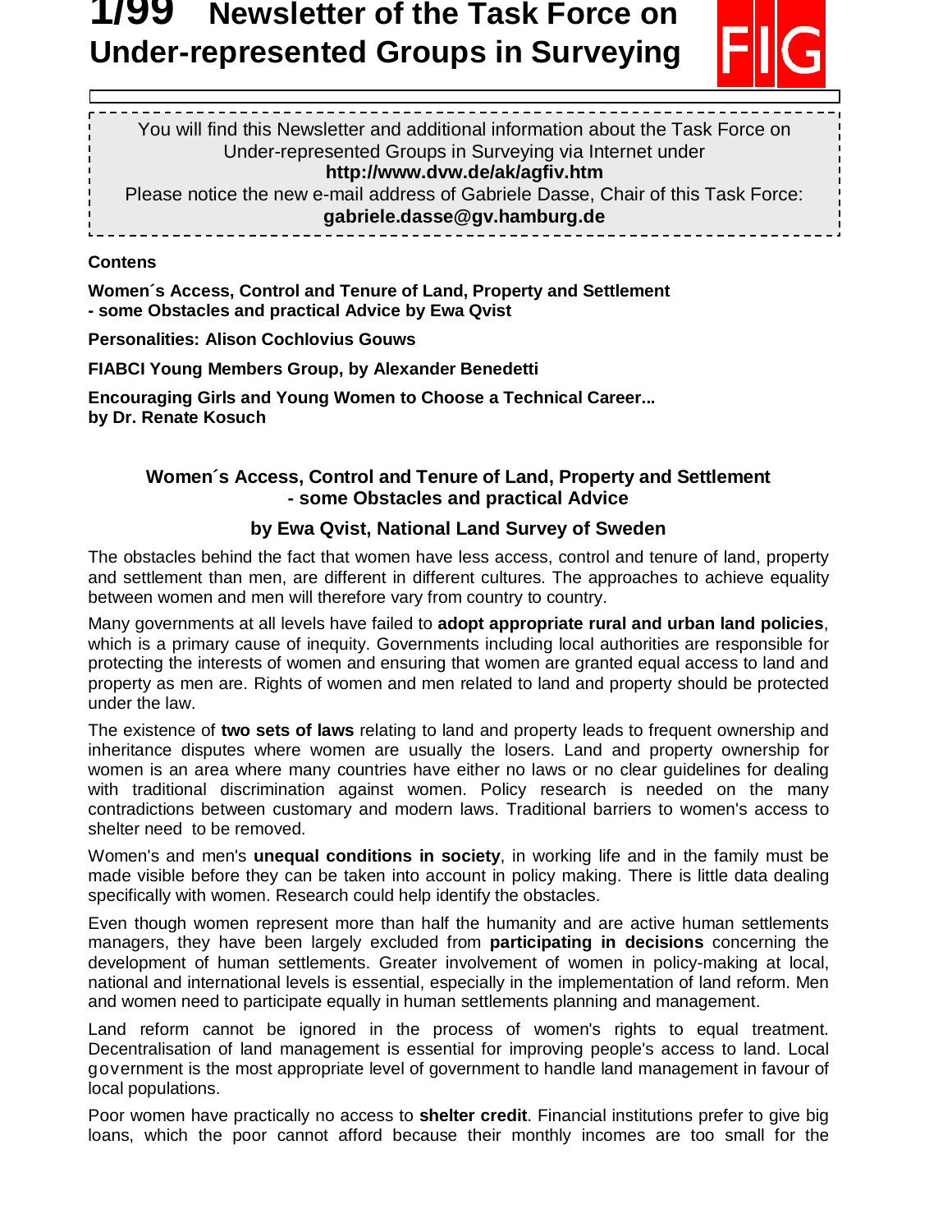# 1/99 Newsletter of the Task Force on Under-represented Groups in Surveying

FIG

You will find this Newsletter and additional information about the Task Force on Under-represented Groups in Surveying via Internet under
**http://www.dvw.de/ak/agfiv.htm**
Please notice the new e-mail address of Gabriele Dasse, Chair of this Task Force:
**gabriele.dasse@gv.hamburg.de**

**Contens**

**Women´s Access, Control and Tenure of Land, Property and Settlement - some Obstacles and practical Advice by Ewa Qvist**

**Personalities: Alison Cochlovius Gouws**

**FIABCI Young Members Group, by Alexander Benedetti**

**Encouraging Girls and Young Women to Choose a Technical Career... by Dr. Renate Kosuch**

## Women´s Access, Control and Tenure of Land, Property and Settlement - some Obstacles and practical Advice

### by Ewa Qvist, National Land Survey of Sweden

The obstacles behind the fact that women have less access, control and tenure of land, property and settlement than men, are different in different cultures. The approaches to achieve equality between women and men will therefore vary from country to country.

Many governments at all levels have failed to **adopt appropriate rural and urban land policies**, which is a primary cause of inequity. Governments including local authorities are responsible for protecting the interests of women and ensuring that women are granted equal access to land and property as men are. Rights of women and men related to land and property should be protected under the law.

The existence of **two sets of laws** relating to land and property leads to frequent ownership and inheritance disputes where women are usually the losers. Land and property ownership for women is an area where many countries have either no laws or no clear guidelines for dealing with traditional discrimination against women. Policy research is needed on the many contradictions between customary and modern laws. Traditional barriers to women's access to shelter need to be removed.

Women's and men's **unequal conditions in society**, in working life and in the family must be made visible before they can be taken into account in policy making. There is little data dealing specifically with women. Research could help identify the obstacles.

Even though women represent more than half the humanity and are active human settlements managers, they have been largely excluded from **participating in decisions** concerning the development of human settlements. Greater involvement of women in policy-making at local, national and international levels is essential, especially in the implementation of land reform. Men and women need to participate equally in human settlements planning and management.

Land reform cannot be ignored in the process of women's rights to equal treatment. Decentralisation of land management is essential for improving people's access to land. Local government is the most appropriate level of government to handle land management in favour of local populations.

Poor women have practically no access to **shelter credit**. Financial institutions prefer to give big loans, which the poor cannot afford because their monthly incomes are too small for the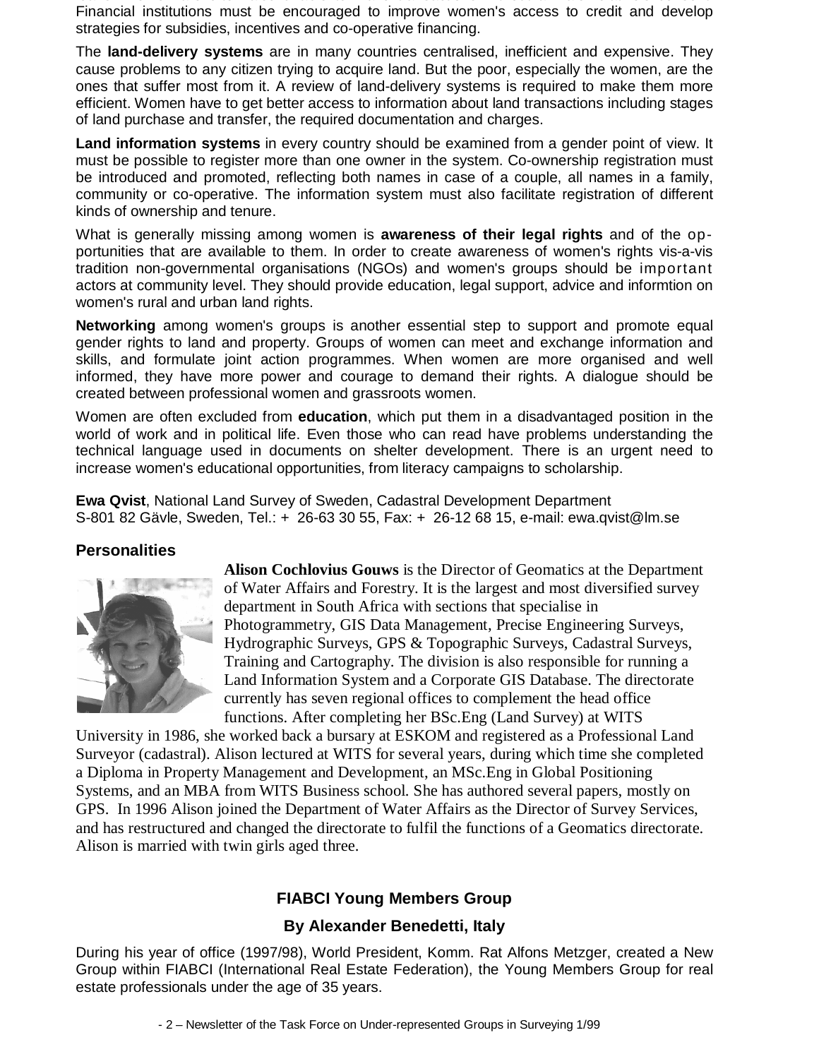Financial institutions must be encouraged to improve women's access to credit and develop strategies for subsidies, incentives and co-operative financing.

The **land-delivery systems** are in many countries centralised, inefficient and expensive. They cause problems to any citizen trying to acquire land. But the poor, especially the women, are the ones that suffer most from it. A review of land-delivery systems is required to make them more efficient. Women have to get better access to information about land transactions including stages of land purchase and transfer, the required documentation and charges.

**Land information systems** in every country should be examined from a gender point of view. It must be possible to register more than one owner in the system. Co-ownership registration must be introduced and promoted, reflecting both names in case of a couple, all names in a family, community or co-operative. The information system must also facilitate registration of different kinds of ownership and tenure.

What is generally missing among women is **awareness of their legal rights** and of the opportunities that are available to them. In order to create awareness of women's rights vis-a-vis tradition non-governmental organisations (NGOs) and women's groups should be important actors at community level. They should provide education, legal support, advice and informtion on women's rural and urban land rights.

**Networking** among women's groups is another essential step to support and promote equal gender rights to land and property. Groups of women can meet and exchange information and skills, and formulate joint action programmes. When women are more organised and well informed, they have more power and courage to demand their rights. A dialogue should be created between professional women and grassroots women.

Women are often excluded from **education**, which put them in a disadvantaged position in the world of work and in political life. Even those who can read have problems understanding the technical language used in documents on shelter development. There is an urgent need to increase women's educational opportunities, from literacy campaigns to scholarship.

**Ewa Qvist**, National Land Survey of Sweden, Cadastral Development Department
S-801 82 Gävle, Sweden, Tel.: + 26-63 30 55, Fax: + 26-12 68 15, e-mail: ewa.qvist@lm.se

## Personalities

**Alison Cochlovius Gouws** is the Director of Geomatics at the Department of Water Affairs and Forestry. It is the largest and most diversified survey department in South Africa with sections that specialise in Photogrammetry, GIS Data Management, Precise Engineering Surveys, Hydrographic Surveys, GPS & Topographic Surveys, Cadastral Surveys, Training and Cartography. The division is also responsible for running a Land Information System and a Corporate GIS Database. The directorate currently has seven regional offices to complement the head office functions. After completing her BSc.Eng (Land Survey) at WITS University in 1986, she worked back a bursary at ESKOM and registered as a Professional Land Surveyor (cadastral). Alison lectured at WITS for several years, during which time she completed a Diploma in Property Management and Development, an MSc.Eng in Global Positioning Systems, and an MBA from WITS Business school. She has authored several papers, mostly on GPS. In 1996 Alison joined the Department of Water Affairs as the Director of Survey Services, and has restructured and changed the directorate to fulfil the functions of a Geomatics directorate. Alison is married with twin girls aged three.

## FIABCI Young Members Group

### By Alexander Benedetti, Italy

During his year of office (1997/98), World President, Komm. Rat Alfons Metzger, created a New Group within FIABCI (International Real Estate Federation), the Young Members Group for real estate professionals under the age of 35 years.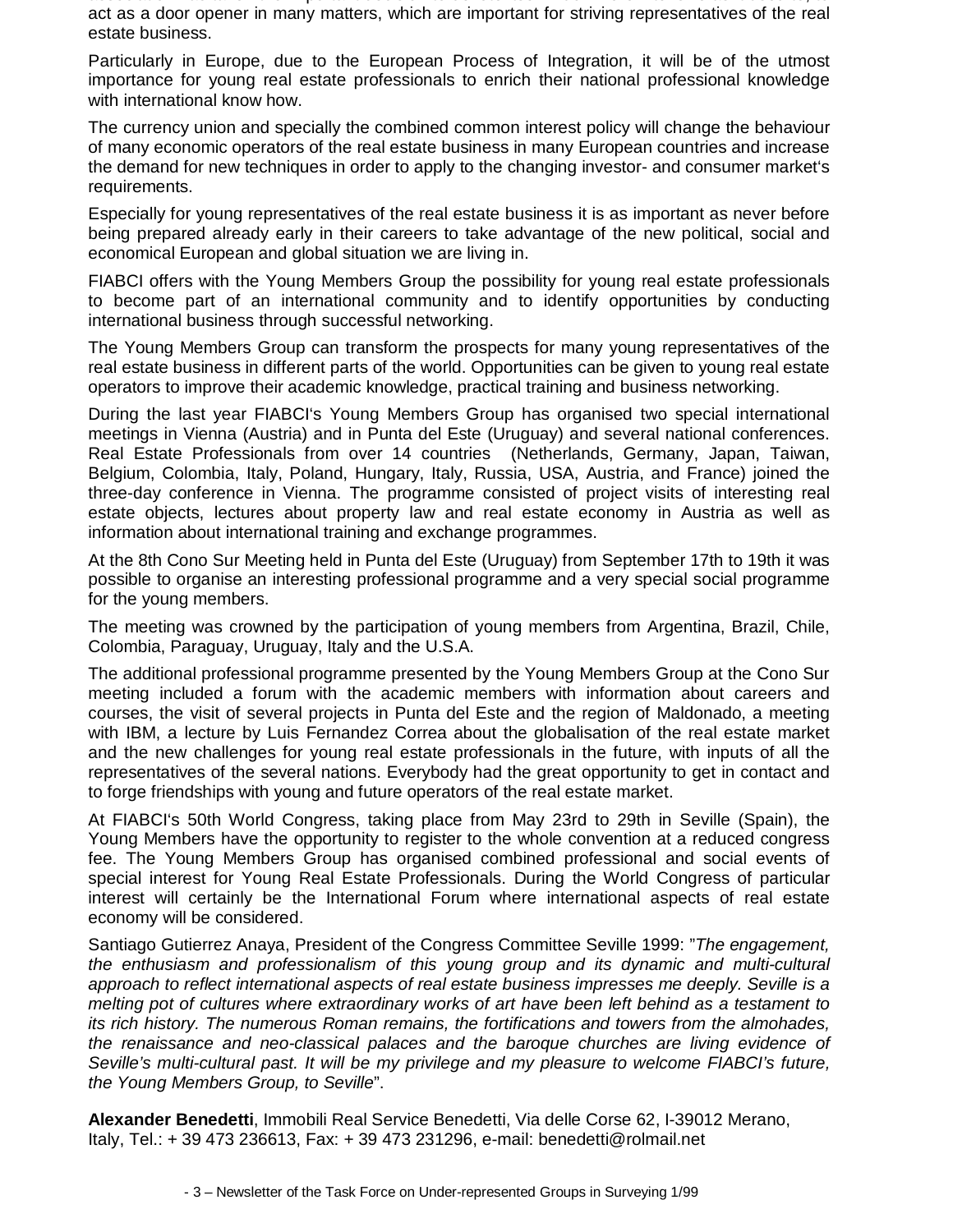act as a door opener in many matters, which are important for striving representatives of the real estate business.

Particularly in Europe, due to the European Process of Integration, it will be of the utmost importance for young real estate professionals to enrich their national professional knowledge with international know how.

The currency union and specially the combined common interest policy will change the behaviour of many economic operators of the real estate business in many European countries and increase the demand for new techniques in order to apply to the changing investor- and consumer market's requirements.

Especially for young representatives of the real estate business it is as important as never before being prepared already early in their careers to take advantage of the new political, social and economical European and global situation we are living in.

FIABCI offers with the Young Members Group the possibility for young real estate professionals to become part of an international community and to identify opportunities by conducting international business through successful networking.

The Young Members Group can transform the prospects for many young representatives of the real estate business in different parts of the world. Opportunities can be given to young real estate operators to improve their academic knowledge, practical training and business networking.

During the last year FIABCI's Young Members Group has organised two special international meetings in Vienna (Austria) and in Punta del Este (Uruguay) and several national conferences. Real Estate Professionals from over 14 countries (Netherlands, Germany, Japan, Taiwan, Belgium, Colombia, Italy, Poland, Hungary, Italy, Russia, USA, Austria, and France) joined the three-day conference in Vienna. The programme consisted of project visits of interesting real estate objects, lectures about property law and real estate economy in Austria as well as information about international training and exchange programmes.

At the 8th Cono Sur Meeting held in Punta del Este (Uruguay) from September 17th to 19th it was possible to organise an interesting professional programme and a very special social programme for the young members.

The meeting was crowned by the participation of young members from Argentina, Brazil, Chile, Colombia, Paraguay, Uruguay, Italy and the U.S.A.

The additional professional programme presented by the Young Members Group at the Cono Sur meeting included a forum with the academic members with information about careers and courses, the visit of several projects in Punta del Este and the region of Maldonado, a meeting with IBM, a lecture by Luis Fernandez Correa about the globalisation of the real estate market and the new challenges for young real estate professionals in the future, with inputs of all the representatives of the several nations. Everybody had the great opportunity to get in contact and to forge friendships with young and future operators of the real estate market.

At FIABCI's 50th World Congress, taking place from May 23rd to 29th in Seville (Spain), the Young Members have the opportunity to register to the whole convention at a reduced congress fee. The Young Members Group has organised combined professional and social events of special interest for Young Real Estate Professionals. During the World Congress of particular interest will certainly be the International Forum where international aspects of real estate economy will be considered.

Santiago Gutierrez Anaya, President of the Congress Committee Seville 1999: "*The engagement, the enthusiasm and professionalism of this young group and its dynamic and multi-cultural approach to reflect international aspects of real estate business impresses me deeply. Seville is a melting pot of cultures where extraordinary works of art have been left behind as a testament to its rich history. The numerous Roman remains, the fortifications and towers from the almohades, the renaissance and neo-classical palaces and the baroque churches are living evidence of Seville's multi-cultural past. It will be my privilege and my pleasure to welcome FIABCI's future, the Young Members Group, to Seville*".

**Alexander Benedetti**, Immobili Real Service Benedetti, Via delle Corse 62, I-39012 Merano, Italy, Tel.: + 39 473 236613, Fax: + 39 473 231296, e-mail: benedetti@rolmail.net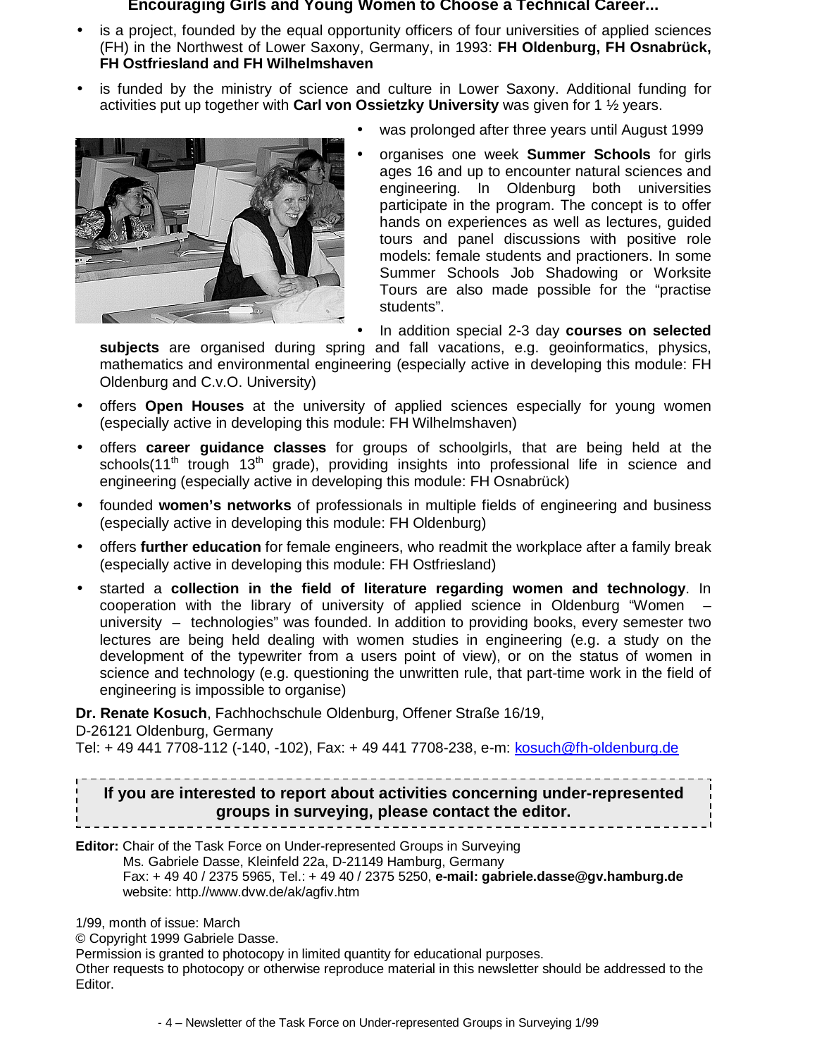## Encouraging Girls and Young Women to Choose a Technical Career...

- is a project, founded by the equal opportunity officers of four universities of applied sciences (FH) in the Northwest of Lower Saxony, Germany, in 1993: **FH Oldenburg, FH Osnabrück, FH Ostfriesland and FH Wilhelmshaven**
- is funded by the ministry of science and culture in Lower Saxony. Additional funding for activities put up together with **Carl von Ossietzky University** was given for 1 ½ years.
- was prolonged after three years until August 1999
- organises one week **Summer Schools** for girls ages 16 and up to encounter natural sciences and engineering. In Oldenburg both universities participate in the program. The concept is to offer hands on experiences as well as lectures, guided tours and panel discussions with positive role models: female students and practioners. In some Summer Schools Job Shadowing or Worksite Tours are also made possible for the "practise students".
- In addition special 2-3 day **courses on selected subjects** are organised during spring and fall vacations, e.g. geoinformatics, physics, mathematics and environmental engineering (especially active in developing this module: FH Oldenburg and C.v.O. University)
- offers **Open Houses** at the university of applied sciences especially for young women (especially active in developing this module: FH Wilhelmshaven)
- offers **career guidance classes** for groups of schoolgirls, that are being held at the schools(11th trough 13th grade), providing insights into professional life in science and engineering (especially active in developing this module: FH Osnabrück)
- founded **women's networks** of professionals in multiple fields of engineering and business (especially active in developing this module: FH Oldenburg)
- offers **further education** for female engineers, who readmit the workplace after a family break (especially active in developing this module: FH Ostfriesland)
- started a **collection in the field of literature regarding women and technology**. In cooperation with the library of university of applied science in Oldenburg "Women – university – technologies" was founded. In addition to providing books, every semester two lectures are being held dealing with women studies in engineering (e.g. a study on the development of the typewriter from a users point of view), or on the status of women in science and technology (e.g. questioning the unwritten rule, that part-time work in the field of engineering is impossible to organise)

**Dr. Renate Kosuch**, Fachhochschule Oldenburg, Offener Straße 16/19,
D-26121 Oldenburg, Germany
Tel: + 49 441 7708-112 (-140, -102), Fax: + 49 441 7708-238, e-m: kosuch@fh-oldenburg.de

**If you are interested to report about activities concerning under-represented groups in surveying, please contact the editor.**

**Editor:** Chair of the Task Force on Under-represented Groups in Surveying
Ms. Gabriele Dasse, Kleinfeld 22a, D-21149 Hamburg, Germany
Fax: + 49 40 / 2375 5965, Tel.: + 49 40 / 2375 5250, **e-mail: gabriele.dasse@gv.hamburg.de**
website: http.//www.dvw.de/ak/agfiv.htm

1/99, month of issue: March
© Copyright 1999 Gabriele Dasse.
Permission is granted to photocopy in limited quantity for educational purposes.
Other requests to photocopy or otherwise reproduce material in this newsletter should be addressed to the Editor.